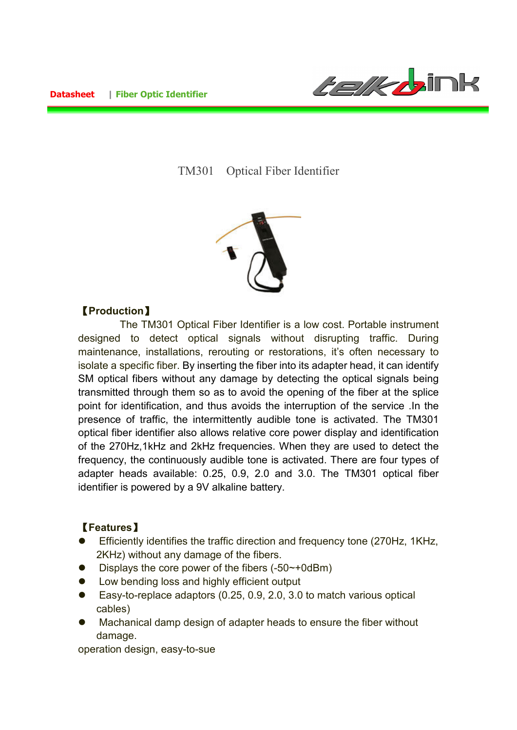# TM301 Optical Fiber Identifier

## 【Production】

The TM301 Optical Fiber Identifier is a low cost. Portable instrument designed to detect optical signals without disrupting traffic. During maintenance, installations, rerouting or restorations, it's often necessary to isolate a specific fiber. By inserting the fiber into its adapter head, it can identify SM optical fibers without any damage by detecting the optical signals being transmitted through them so as to avoid the opening of the fiber at the splice point for identification, and thus avoids the interruption of the service .In the presence of traffic, the intermittently audible tone is activated. The TM301 optical fiber identifier also allows relative core power display and identification of the 270Hz,1kHz and 2kHz frequencies. When they are used to detect the frequency, the continuously audible tone is activated. There are four types of adapter heads available: 0.25, 0.9, 2.0 and 3.0. The TM301 optical fiber identifier is powered by a 9V alkaline battery.

## 【Features】

- Efficiently identifies the traffic direction and frequency tone (270Hz, 1KHz, 2KHz) without any damage of the fibers.
- Displays the core power of the fibers (-50~+0dBm)
- Low bending loss and highly efficient output
- Easy-to-replace adaptors (0.25, 0.9, 2.0, 3.0 to match various optical cables)
- Machanical damp design of adapter heads to ensure the fiber without damage.

operation design, easy-to-sue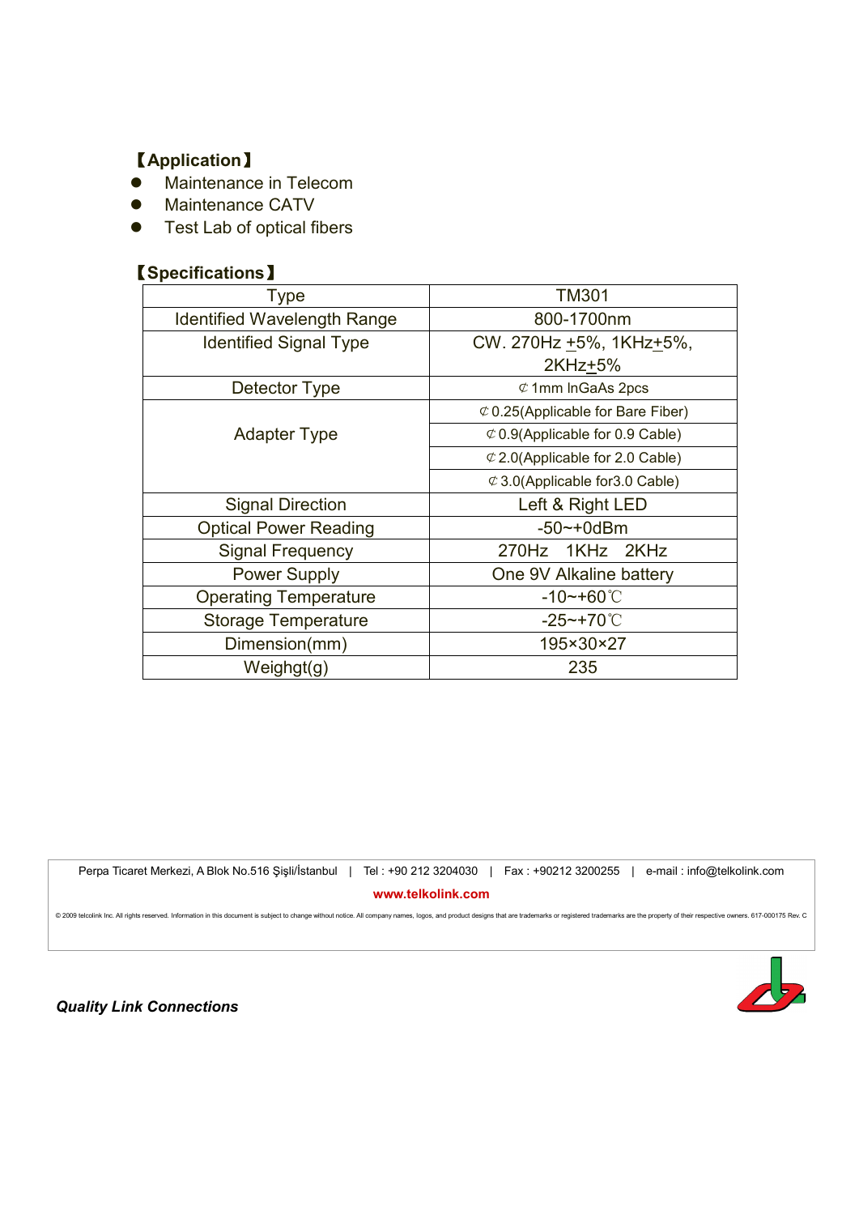【Application】

- Maintenance in Telecom
- Maintenance CATV
- Test Lab of optical fibers

【Specifications】

| Type | TM301 |
|---|---|
| Identified Wavelength Range | 800-1700nm |
| Identified Signal Type | CW. 270Hz +5%, 1KHz+5%, 2KHz+5% |
| Detector Type | ⊄1mm InGaAs 2pcs |
| Adapter Type | ⊄0.25(Applicable for Bare Fiber) |
| | ⊄0.9(Applicable for 0.9 Cable) |
| | ⊄2.0(Applicable for 2.0 Cable) |
| | ⊄3.0(Applicable for3.0 Cable) |
| Signal Direction | Left & Right LED |
| Optical Power Reading | -50~+0dBm |
| Signal Frequency | 270Hz 1KHz 2KHz |
| Power Supply | One 9V Alkaline battery |
| Operating Temperature | -10~+60℃ |
| Storage Temperature | -25~+70℃ |
| Dimension(mm) | 195×30×27 |
| Weighgt(g) | 235 |

Perpa Ticaret Merkezi, A Blok No.516 Şişli/İstanbul | Tel : +90 212 3204030 | Fax : +90212 3200255 | e-mail : info@telkolink.com

**www.telkolink.com**

© 2009 telcolink Inc. All rights reserved. Information in this document is subject to change without notice. All company names, logos, and product designs that are trademarks or registered trademarks are the property of their respective owners. 617-000175 Rev. C

***Quality Link Connections***